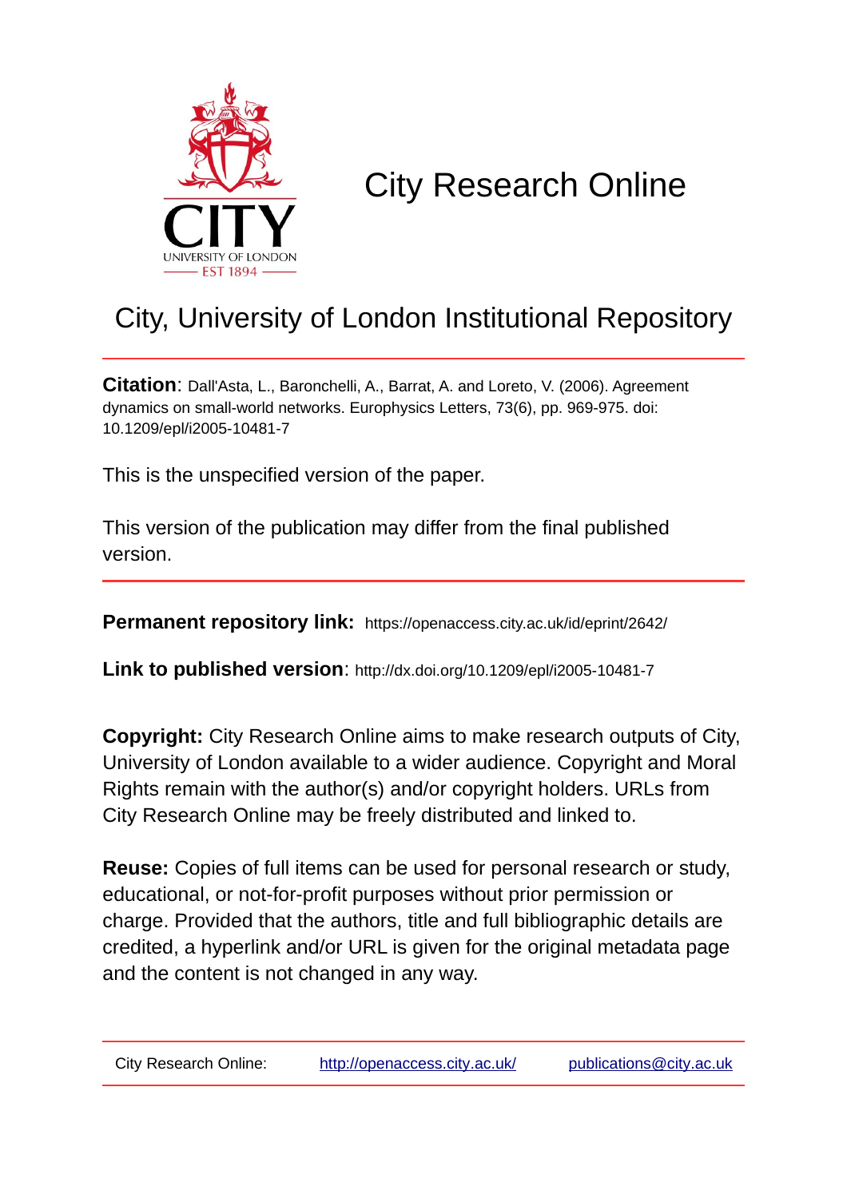# City Research Online

## City, University of London Institutional Repository

**Citation**: Dall'Asta, L., Baronchelli, A., Barrat, A. and Loreto, V. (2006). Agreement dynamics on small-world networks. Europhysics Letters, 73(6), pp. 969-975. doi: 10.1209/epl/i2005-10481-7

This is the unspecified version of the paper.

This version of the publication may differ from the final published version.

---

**Permanent repository link:** https://openaccess.city.ac.uk/id/eprint/2642/

**Link to published version**: http://dx.doi.org/10.1209/epl/i2005-10481-7

**Copyright:** City Research Online aims to make research outputs of City, University of London available to a wider audience. Copyright and Moral Rights remain with the author(s) and/or copyright holders. URLs from City Research Online may be freely distributed and linked to.

**Reuse:** Copies of full items can be used for personal research or study, educational, or not-for-profit purposes without prior permission or charge. Provided that the authors, title and full bibliographic details are credited, a hyperlink and/or URL is given for the original metadata page and the content is not changed in any way.

---

City Research Online: http://openaccess.city.ac.uk/ publications@city.ac.uk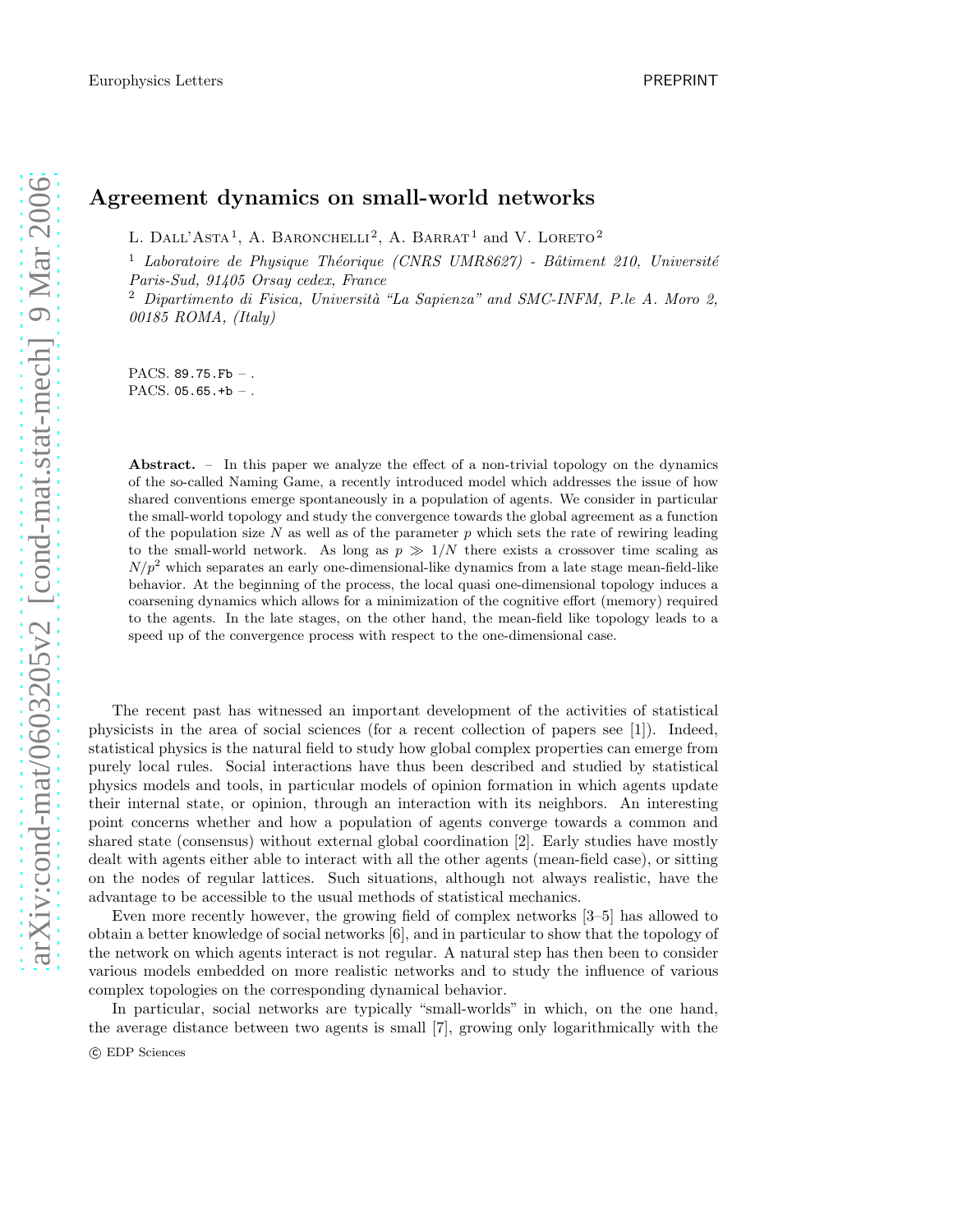# Agreement dynamics on small-world networks

L. Dall'Asta [1], A. Baronchelli [2], A. Barrat [1] and V. Loreto [2]

[1] *Laboratoire de Physique Théorique (CNRS UMR8627) - Bâtiment 210, Université Paris-Sud, 91405 Orsay cedex, France*

[2] *Dipartimento di Fisica, Università "La Sapienza" and SMC-INFM, P.le A. Moro 2, 00185 ROMA, (Italy)*

PACS. 89.75.Fb – .
PACS. 05.65.+b – .

**Abstract.** – In this paper we analyze the effect of a non-trivial topology on the dynamics of the so-called Naming Game, a recently introduced model which addresses the issue of how shared conventions emerge spontaneously in a population of agents. We consider in particular the small-world topology and study the convergence towards the global agreement as a function of the population size $N$ as well as of the parameter $p$ which sets the rate of rewiring leading to the small-world network. As long as $p \gg 1/N$ there exists a crossover time scaling as $N/p^2$ which separates an early one-dimensional-like dynamics from a late stage mean-field-like behavior. At the beginning of the process, the local quasi one-dimensional topology induces a coarsening dynamics which allows for a minimization of the cognitive effort (memory) required to the agents. In the late stages, on the other hand, the mean-field like topology leads to a speed up of the convergence process with respect to the one-dimensional case.

The recent past has witnessed an important development of the activities of statistical physicists in the area of social sciences (for a recent collection of papers see [1]). Indeed, statistical physics is the natural field to study how global complex properties can emerge from purely local rules. Social interactions have thus been described and studied by statistical physics models and tools, in particular models of opinion formation in which agents update their internal state, or opinion, through an interaction with its neighbors. An interesting point concerns whether and how a population of agents converge towards a common and shared state (consensus) without external global coordination [2]. Early studies have mostly dealt with agents either able to interact with all the other agents (mean-field case), or sitting on the nodes of regular lattices. Such situations, although not always realistic, have the advantage to be accessible to the usual methods of statistical mechanics.

Even more recently however, the growing field of complex networks [3–5] has allowed to obtain a better knowledge of social networks [6], and in particular to show that the topology of the network on which agents interact is not regular. A natural step has then been to consider various models embedded on more realistic networks and to study the influence of various complex topologies on the corresponding dynamical behavior.

In particular, social networks are typically "small-worlds" in which, on the one hand, the average distance between two agents is small [7], growing only logarithmically with the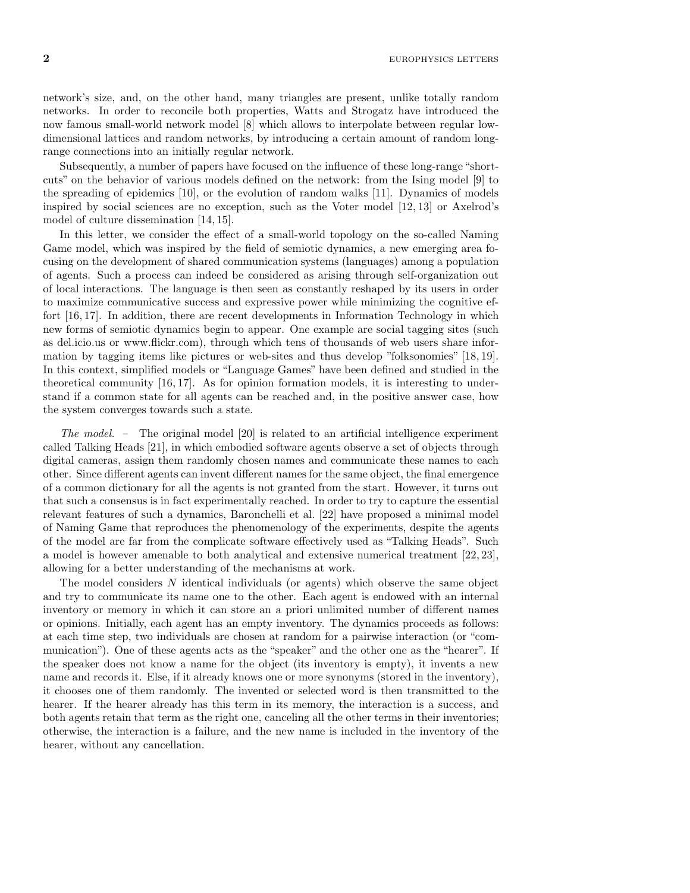network's size, and, on the other hand, many triangles are present, unlike totally random networks. In order to reconcile both properties, Watts and Strogatz have introduced the now famous small-world network model [8] which allows to interpolate between regular low-dimensional lattices and random networks, by introducing a certain amount of random long-range connections into an initially regular network.

Subsequently, a number of papers have focused on the influence of these long-range "shortcuts" on the behavior of various models defined on the network: from the Ising model [9] to the spreading of epidemics [10], or the evolution of random walks [11]. Dynamics of models inspired by social sciences are no exception, such as the Voter model [12, 13] or Axelrod's model of culture dissemination [14, 15].

In this letter, we consider the effect of a small-world topology on the so-called Naming Game model, which was inspired by the field of semiotic dynamics, a new emerging area focusing on the development of shared communication systems (languages) among a population of agents. Such a process can indeed be considered as arising through self-organization out of local interactions. The language is then seen as constantly reshaped by its users in order to maximize communicative success and expressive power while minimizing the cognitive effort [16, 17]. In addition, there are recent developments in Information Technology in which new forms of semiotic dynamics begin to appear. One example are social tagging sites (such as del.icio.us or www.flickr.com), through which tens of thousands of web users share information by tagging items like pictures or web-sites and thus develop "folksonomies" [18, 19]. In this context, simplified models or "Language Games" have been defined and studied in the theoretical community [16, 17]. As for opinion formation models, it is interesting to understand if a common state for all agents can be reached and, in the positive answer case, how the system converges towards such a state.

*The model.* – The original model [20] is related to an artificial intelligence experiment called Talking Heads [21], in which embodied software agents observe a set of objects through digital cameras, assign them randomly chosen names and communicate these names to each other. Since different agents can invent different names for the same object, the final emergence of a common dictionary for all the agents is not granted from the start. However, it turns out that such a consensus is in fact experimentally reached. In order to try to capture the essential relevant features of such a dynamics, Baronchelli et al. [22] have proposed a minimal model of Naming Game that reproduces the phenomenology of the experiments, despite the agents of the model are far from the complicate software effectively used as "Talking Heads". Such a model is however amenable to both analytical and extensive numerical treatment [22, 23], allowing for a better understanding of the mechanisms at work.

The model considers $N$ identical individuals (or agents) which observe the same object and try to communicate its name one to the other. Each agent is endowed with an internal inventory or memory in which it can store an a priori unlimited number of different names or opinions. Initially, each agent has an empty inventory. The dynamics proceeds as follows: at each time step, two individuals are chosen at random for a pairwise interaction (or "communication"). One of these agents acts as the "speaker" and the other one as the "hearer". If the speaker does not know a name for the object (its inventory is empty), it invents a new name and records it. Else, if it already knows one or more synonyms (stored in the inventory), it chooses one of them randomly. The invented or selected word is then transmitted to the hearer. If the hearer already has this term in its memory, the interaction is a success, and both agents retain that term as the right one, canceling all the other terms in their inventories; otherwise, the interaction is a failure, and the new name is included in the inventory of the hearer, without any cancellation.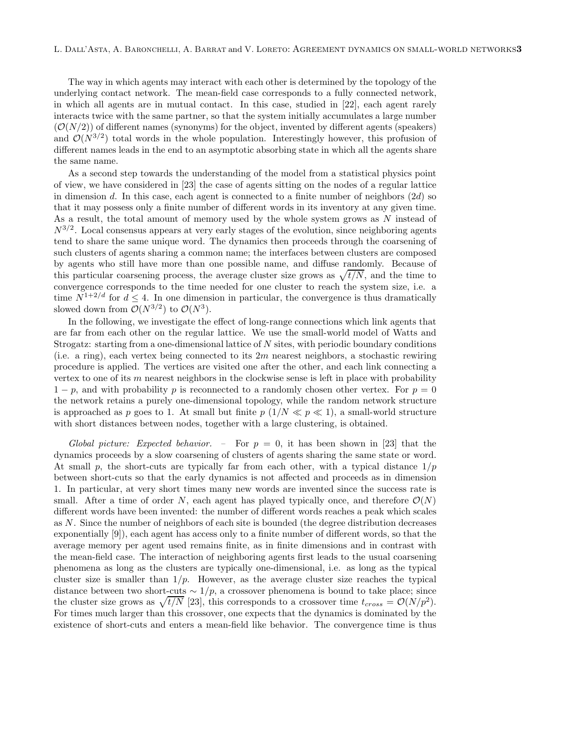The way in which agents may interact with each other is determined by the topology of the underlying contact network. The mean-field case corresponds to a fully connected network, in which all agents are in mutual contact. In this case, studied in [22], each agent rarely interacts twice with the same partner, so that the system initially accumulates a large number ($\mathcal{O}(N/2)$) of different names (synonyms) for the object, invented by different agents (speakers) and $\mathcal{O}(N^{3/2})$ total words in the whole population. Interestingly however, this profusion of different names leads in the end to an asymptotic absorbing state in which all the agents share the same name.

As a second step towards the understanding of the model from a statistical physics point of view, we have considered in [23] the case of agents sitting on the nodes of a regular lattice in dimension $d$. In this case, each agent is connected to a finite number of neighbors ($2d$) so that it may possess only a finite number of different words in its inventory at any given time. As a result, the total amount of memory used by the whole system grows as $N$ instead of $N^{3/2}$. Local consensus appears at very early stages of the evolution, since neighboring agents tend to share the same unique word. The dynamics then proceeds through the coarsening of such clusters of agents sharing a common name; the interfaces between clusters are composed by agents who still have more than one possible name, and diffuse randomly. Because of this particular coarsening process, the average cluster size grows as $\sqrt{t/N}$, and the time to convergence corresponds to the time needed for one cluster to reach the system size, i.e. a time $N^{1+2/d}$ for $d \leq 4$. In one dimension in particular, the convergence is thus dramatically slowed down from $\mathcal{O}(N^{3/2})$ to $\mathcal{O}(N^3)$.

In the following, we investigate the effect of long-range connections which link agents that are far from each other on the regular lattice. We use the small-world model of Watts and Strogatz: starting from a one-dimensional lattice of $N$ sites, with periodic boundary conditions (i.e. a ring), each vertex being connected to its $2m$ nearest neighbors, a stochastic rewiring procedure is applied. The vertices are visited one after the other, and each link connecting a vertex to one of its $m$ nearest neighbors in the clockwise sense is left in place with probability $1-p$, and with probability $p$ is reconnected to a randomly chosen other vertex. For $p = 0$ the network retains a purely one-dimensional topology, while the random network structure is approached as $p$ goes to 1. At small but finite $p$ ($1/N \ll p \ll 1$), a small-world structure with short distances between nodes, together with a large clustering, is obtained.

*Global picture: Expected behavior.* – For $p = 0$, it has been shown in [23] that the dynamics proceeds by a slow coarsening of clusters of agents sharing the same state or word. At small $p$, the short-cuts are typically far from each other, with a typical distance $1/p$ between short-cuts so that the early dynamics is not affected and proceeds as in dimension 1. In particular, at very short times many new words are invented since the success rate is small. After a time of order $N$, each agent has played typically once, and therefore $\mathcal{O}(N)$ different words have been invented: the number of different words reaches a peak which scales as $N$. Since the number of neighbors of each site is bounded (the degree distribution decreases exponentially [9]), each agent has access only to a finite number of different words, so that the average memory per agent used remains finite, as in finite dimensions and in contrast with the mean-field case. The interaction of neighboring agents first leads to the usual coarsening phenomena as long as the clusters are typically one-dimensional, i.e. as long as the typical cluster size is smaller than $1/p$. However, as the average cluster size reaches the typical distance between two short-cuts $\sim 1/p$, a crossover phenomena is bound to take place; since the cluster size grows as $\sqrt{t/N}$ [23], this corresponds to a crossover time $t_{cross} = \mathcal{O}(N/p^2)$. For times much larger than this crossover, one expects that the dynamics is dominated by the existence of short-cuts and enters a mean-field like behavior. The convergence time is thus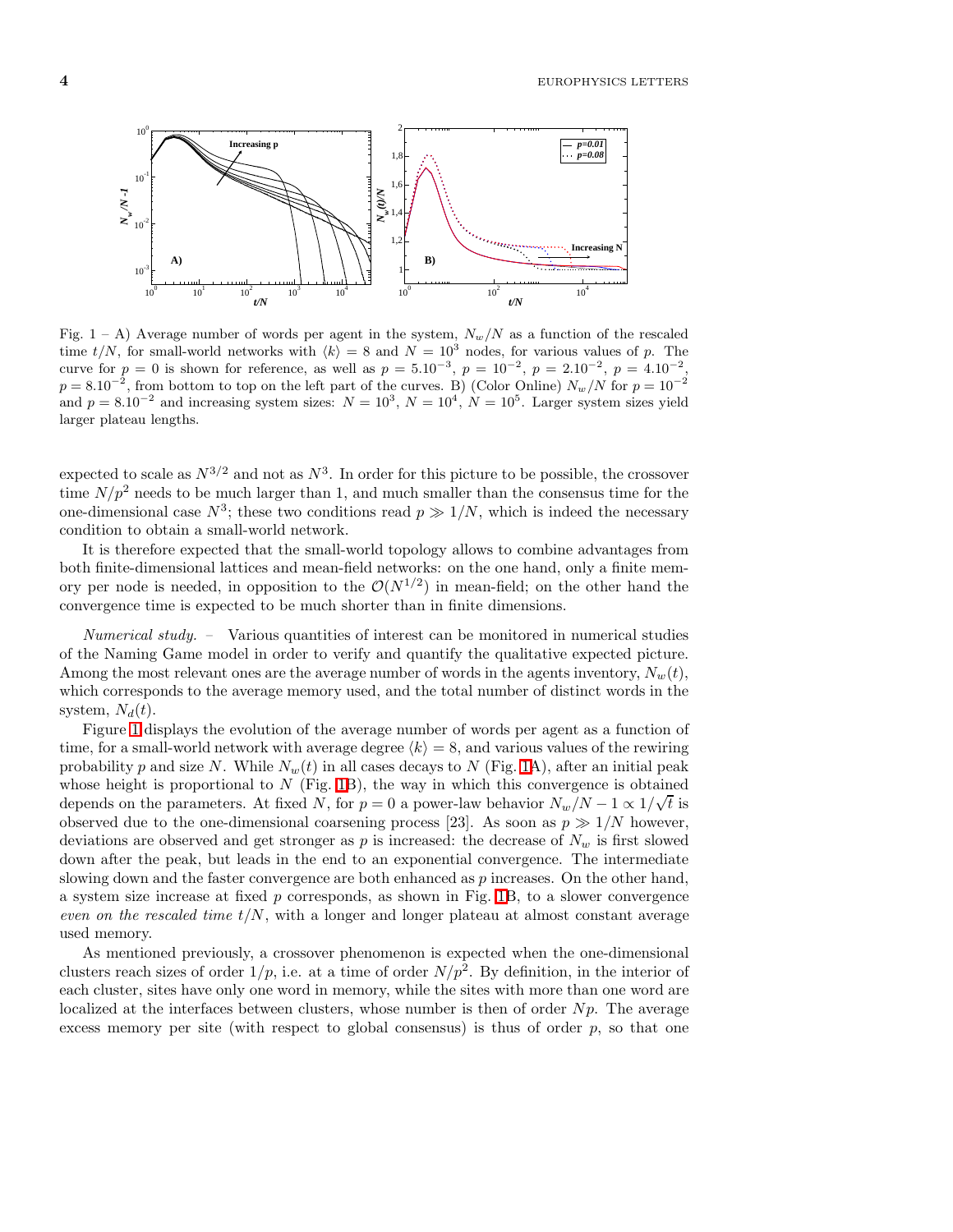Fig. 1 – A) Average number of words per agent in the system, $N_w/N$ as a function of the rescaled time $t/N$, for small-world networks with $\langle k \rangle = 8$ and $N = 10^3$ nodes, for various values of $p$. The curve for $p = 0$ is shown for reference, as well as $p = 5.10^{-3}$, $p = 10^{-2}$, $p = 2.10^{-2}$, $p = 4.10^{-2}$, $p = 8.10^{-2}$, from bottom to top on the left part of the curves. B) (Color Online) $N_w/N$ for $p = 10^{-2}$ and $p = 8.10^{-2}$ and increasing system sizes: $N = 10^3$, $N = 10^4$, $N = 10^5$. Larger system sizes yield larger plateau lengths.

expected to scale as $N^{3/2}$ and not as $N^3$. In order for this picture to be possible, the crossover time $N/p^2$ needs to be much larger than 1, and much smaller than the consensus time for the one-dimensional case $N^3$; these two conditions read $p \gg 1/N$, which is indeed the necessary condition to obtain a small-world network.

It is therefore expected that the small-world topology allows to combine advantages from both finite-dimensional lattices and mean-field networks: on the one hand, only a finite memory per node is needed, in opposition to the $\mathcal{O}(N^{1/2})$ in mean-field; on the other hand the convergence time is expected to be much shorter than in finite dimensions.

*Numerical study.* – Various quantities of interest can be monitored in numerical studies of the Naming Game model in order to verify and quantify the qualitative expected picture. Among the most relevant ones are the average number of words in the agents inventory, $N_w(t)$, which corresponds to the average memory used, and the total number of distinct words in the system, $N_d(t)$.

Figure 1 displays the evolution of the average number of words per agent as a function of time, for a small-world network with average degree $\langle k \rangle = 8$, and various values of the rewiring probability $p$ and size $N$. While $N_w(t)$ in all cases decays to $N$ (Fig. 1A), after an initial peak whose height is proportional to $N$ (Fig. 1B), the way in which this convergence is obtained depends on the parameters. At fixed $N$, for $p = 0$ a power-law behavior $N_w/N - 1 \propto 1/\sqrt{t}$ is observed due to the one-dimensional coarsening process [23]. As soon as $p \gg 1/N$ however, deviations are observed and get stronger as $p$ is increased: the decrease of $N_w$ is first slowed down after the peak, but leads in the end to an exponential convergence. The intermediate slowing down and the faster convergence are both enhanced as $p$ increases. On the other hand, a system size increase at fixed $p$ corresponds, as shown in Fig. 1B, to a slower convergence *even on the rescaled time* $t/N$, with a longer and longer plateau at almost constant average used memory.

As mentioned previously, a crossover phenomenon is expected when the one-dimensional clusters reach sizes of order $1/p$, i.e. at a time of order $N/p^2$. By definition, in the interior of each cluster, sites have only one word in memory, while the sites with more than one word are localized at the interfaces between clusters, whose number is then of order $Np$. The average excess memory per site (with respect to global consensus) is thus of order $p$, so that one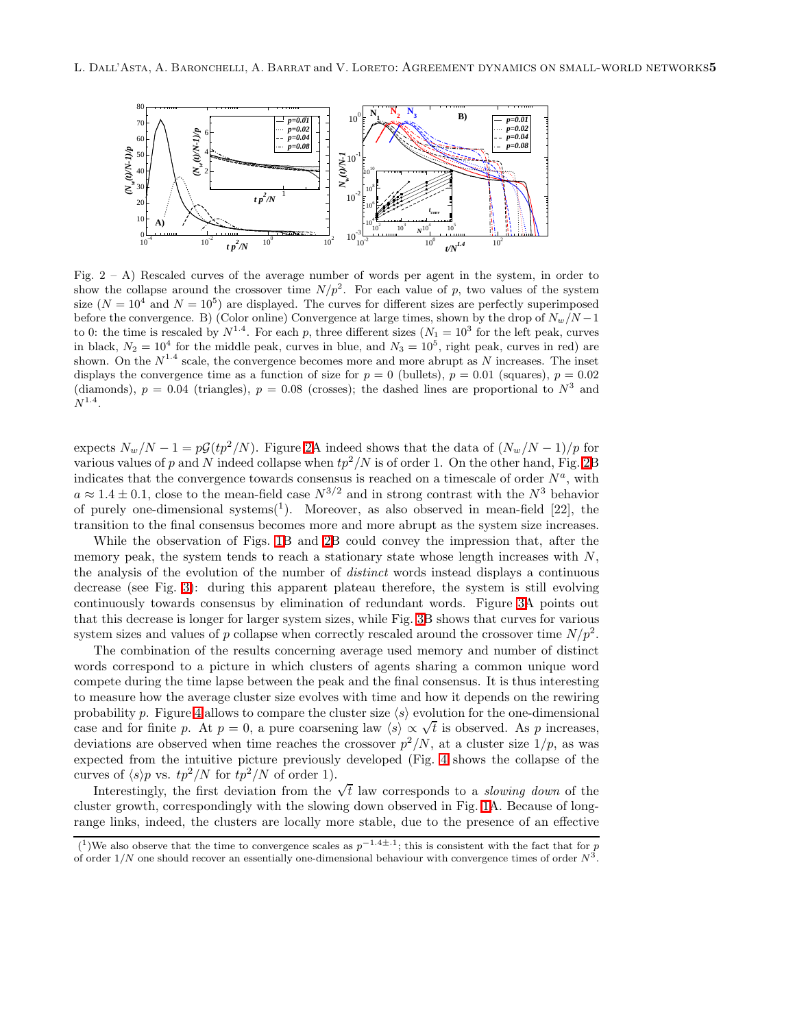Fig. 2 – A) Rescaled curves of the average number of words per agent in the system, in order to show the collapse around the crossover time $N/p^2$. For each value of $p$, two values of the system size ($N = 10^4$ and $N = 10^5$) are displayed. The curves for different sizes are perfectly superimposed before the convergence. B) (Color online) Convergence at large times, shown by the drop of $N_w/N - 1$ to 0: the time is rescaled by $N^{1.4}$. For each $p$, three different sizes ($N_1 = 10^3$ for the left peak, curves in black, $N_2 = 10^4$ for the middle peak, curves in blue, and $N_3 = 10^5$, right peak, curves in red) are shown. On the $N^{1.4}$ scale, the convergence becomes more and more abrupt as $N$ increases. The inset displays the convergence time as a function of size for $p = 0$ (bullets), $p = 0.01$ (squares), $p = 0.02$ (diamonds), $p = 0.04$ (triangles), $p = 0.08$ (crosses); the dashed lines are proportional to $N^3$ and $N^{1.4}$.

expects $N_w/N - 1 = p\mathcal{G}(tp^2/N)$. Figure 2A indeed shows that the data of $(N_w/N - 1)/p$ for various values of $p$ and $N$ indeed collapse when $tp^2/N$ is of order 1. On the other hand, Fig. 2B indicates that the convergence towards consensus is reached on a timescale of order $N^a$, with $a \approx 1.4 \pm 0.1$, close to the mean-field case $N^{3/2}$ and in strong contrast with the $N^3$ behavior of purely one-dimensional systems([1]). Moreover, as also observed in mean-field [22], the transition to the final consensus becomes more and more abrupt as the system size increases.

While the observation of Figs. 1B and 2B could convey the impression that, after the memory peak, the system tends to reach a stationary state whose length increases with $N$, the analysis of the evolution of the number of *distinct* words instead displays a continuous decrease (see Fig. 3): during this apparent plateau therefore, the system is still evolving continuously towards consensus by elimination of redundant words. Figure 3A points out that this decrease is longer for larger system sizes, while Fig. 3B shows that curves for various system sizes and values of $p$ collapse when correctly rescaled around the crossover time $N/p^2$.

The combination of the results concerning average used memory and number of distinct words correspond to a picture in which clusters of agents sharing a common unique word compete during the time lapse between the peak and the final consensus. It is thus interesting to measure how the average cluster size evolves with time and how it depends on the rewiring probability $p$. Figure 4 allows to compare the cluster size $\langle s \rangle$ evolution for the one-dimensional case and for finite $p$. At $p = 0$, a pure coarsening law $\langle s \rangle \propto \sqrt{t}$ is observed. As $p$ increases, deviations are observed when time reaches the crossover $p^2/N$, at a cluster size $1/p$, as was expected from the intuitive picture previously developed (Fig. 4 shows the collapse of the curves of $\langle s \rangle p$ vs. $tp^2/N$ for $tp^2/N$ of order 1).

Interestingly, the first deviation from the $\sqrt{t}$ law corresponds to a *slowing down* of the cluster growth, correspondingly with the slowing down observed in Fig. 1A. Because of long-range links, indeed, the clusters are locally more stable, due to the presence of an effective

([1])We also observe that the time to convergence scales as $p^{-1.4\pm .1}$; this is consistent with the fact that for $p$ of order $1/N$ one should recover an essentially one-dimensional behaviour with convergence times of order $N^3$.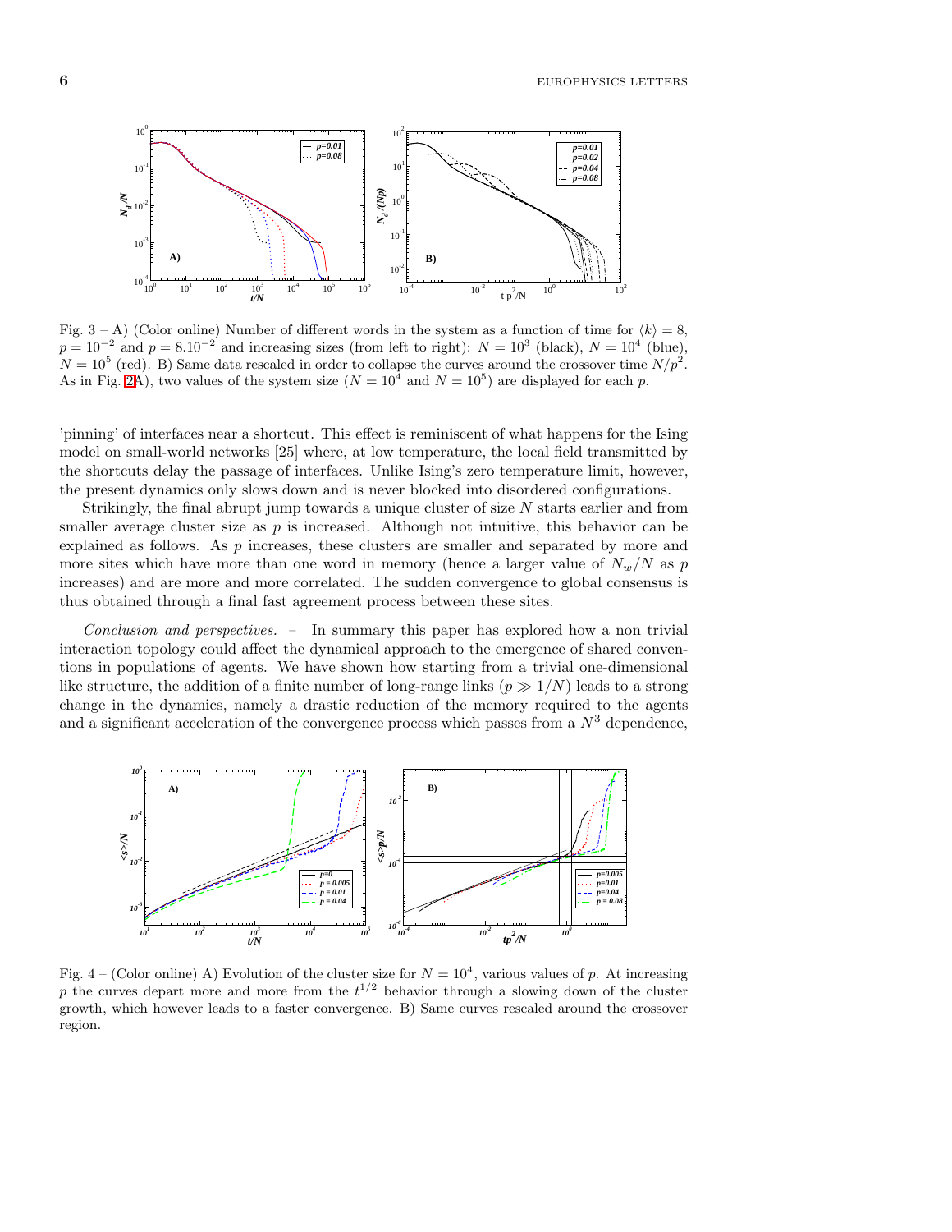Fig. 3 – A) (Color online) Number of different words in the system as a function of time for $\langle k \rangle = 8$, $p = 10^{-2}$ and $p = 8.10^{-2}$ and increasing sizes (from left to right): $N = 10^3$ (black), $N = 10^4$ (blue), $N = 10^5$ (red). B) Same data rescaled in order to collapse the curves around the crossover time $N/p^2$. As in Fig. 2A), two values of the system size ($N = 10^4$ and $N = 10^5$) are displayed for each $p$.

'pinning' of interfaces near a shortcut. This effect is reminiscent of what happens for the Ising model on small-world networks [25] where, at low temperature, the local field transmitted by the shortcuts delay the passage of interfaces. Unlike Ising's zero temperature limit, however, the present dynamics only slows down and is never blocked into disordered configurations.

Strikingly, the final abrupt jump towards a unique cluster of size $N$ starts earlier and from smaller average cluster size as $p$ is increased. Although not intuitive, this behavior can be explained as follows. As $p$ increases, these clusters are smaller and separated by more and more sites which have more than one word in memory (hence a larger value of $N_w/N$ as $p$ increases) and are more and more correlated. The sudden convergence to global consensus is thus obtained through a final fast agreement process between these sites.

*Conclusion and perspectives.* – In summary this paper has explored how a non trivial interaction topology could affect the dynamical approach to the emergence of shared conventions in populations of agents. We have shown how starting from a trivial one-dimensional like structure, the addition of a finite number of long-range links ($p \gg 1/N$) leads to a strong change in the dynamics, namely a drastic reduction of the memory required to the agents and a significant acceleration of the convergence process which passes from a $N^3$ dependence,

Fig. 4 – (Color online) A) Evolution of the cluster size for $N = 10^4$, various values of $p$. At increasing $p$ the curves depart more and more from the $t^{1/2}$ behavior through a slowing down of the cluster growth, which however leads to a faster convergence. B) Same curves rescaled around the crossover region.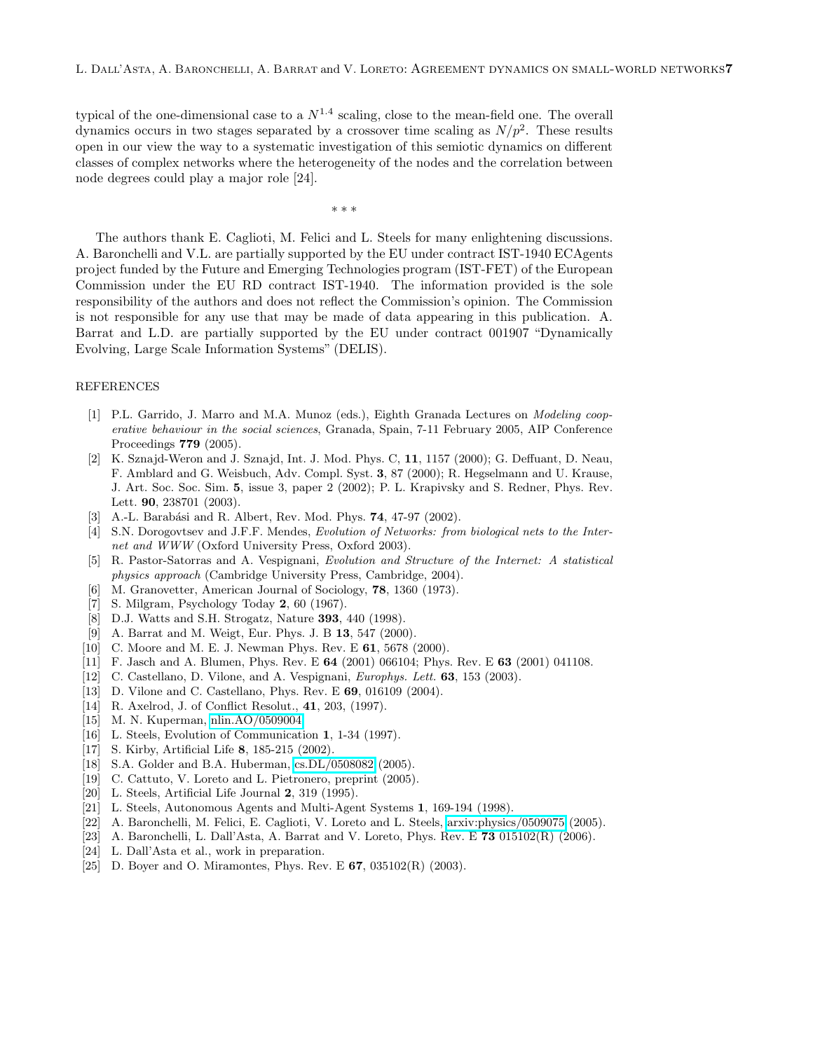typical of the one-dimensional case to a $N^{1.4}$ scaling, close to the mean-field one. The overall dynamics occurs in two stages separated by a crossover time scaling as $N/p^2$. These results open in our view the way to a systematic investigation of this semiotic dynamics on different classes of complex networks where the heterogeneity of the nodes and the correlation between node degrees could play a major role [24].

\* \* \*

The authors thank E. Caglioti, M. Felici and L. Steels for many enlightening discussions. A. Baronchelli and V.L. are partially supported by the EU under contract IST-1940 ECAgents project funded by the Future and Emerging Technologies program (IST-FET) of the European Commission under the EU RD contract IST-1940. The information provided is the sole responsibility of the authors and does not reflect the Commission's opinion. The Commission is not responsible for any use that may be made of data appearing in this publication. A. Barrat and L.D. are partially supported by the EU under contract 001907 "Dynamically Evolving, Large Scale Information Systems" (DELIS).

REFERENCES

[1] P.L. Garrido, J. Marro and M.A. Munoz (eds.), Eighth Granada Lectures on *Modeling cooperative behaviour in the social sciences*, Granada, Spain, 7-11 February 2005, AIP Conference Proceedings **779** (2005).

[2] K. Sznajd-Weron and J. Sznajd, Int. J. Mod. Phys. C, **11**, 1157 (2000); G. Deffuant, D. Neau, F. Amblard and G. Weisbuch, Adv. Compl. Syst. **3**, 87 (2000); R. Hegselmann and U. Krause, J. Art. Soc. Soc. Sim. **5**, issue 3, paper 2 (2002); P. L. Krapivsky and S. Redner, Phys. Rev. Lett. **90**, 238701 (2003).

[3] A.-L. Barabási and R. Albert, Rev. Mod. Phys. **74**, 47-97 (2002).

[4] S.N. Dorogovtsev and J.F.F. Mendes, *Evolution of Networks: from biological nets to the Internet and WWW* (Oxford University Press, Oxford 2003).

[5] R. Pastor-Satorras and A. Vespignani, *Evolution and Structure of the Internet: A statistical physics approach* (Cambridge University Press, Cambridge, 2004).

[6] M. Granovetter, American Journal of Sociology, **78**, 1360 (1973).

[7] S. Milgram, Psychology Today **2**, 60 (1967).

[8] D.J. Watts and S.H. Strogatz, Nature **393**, 440 (1998).

[9] A. Barrat and M. Weigt, Eur. Phys. J. B **13**, 547 (2000).

[10] C. Moore and M. E. J. Newman Phys. Rev. E **61**, 5678 (2000).

[11] F. Jasch and A. Blumen, Phys. Rev. E **64** (2001) 066104; Phys. Rev. E **63** (2001) 041108.

[12] C. Castellano, D. Vilone, and A. Vespignani, *Europhys. Lett.* **63**, 153 (2003).

[13] D. Vilone and C. Castellano, Phys. Rev. E **69**, 016109 (2004).

[14] R. Axelrod, J. of Conflict Resolut., **41**, 203, (1997).

[15] M. N. Kuperman, nlin.AO/0509004

[16] L. Steels, Evolution of Communication **1**, 1-34 (1997).

[17] S. Kirby, Artificial Life **8**, 185-215 (2002).

[18] S.A. Golder and B.A. Huberman, cs.DL/0508082 (2005).

[19] C. Cattuto, V. Loreto and L. Pietronero, preprint (2005).

[20] L. Steels, Artificial Life Journal **2**, 319 (1995).

[21] L. Steels, Autonomous Agents and Multi-Agent Systems **1**, 169-194 (1998).

[22] A. Baronchelli, M. Felici, E. Caglioti, V. Loreto and L. Steels, arxiv:physics/0509075 (2005).

[23] A. Baronchelli, L. Dall'Asta, A. Barrat and V. Loreto, Phys. Rev. E **73** 015102(R) (2006).

[24] L. Dall'Asta et al., work in preparation.

[25] D. Boyer and O. Miramontes, Phys. Rev. E **67**, 035102(R) (2003).